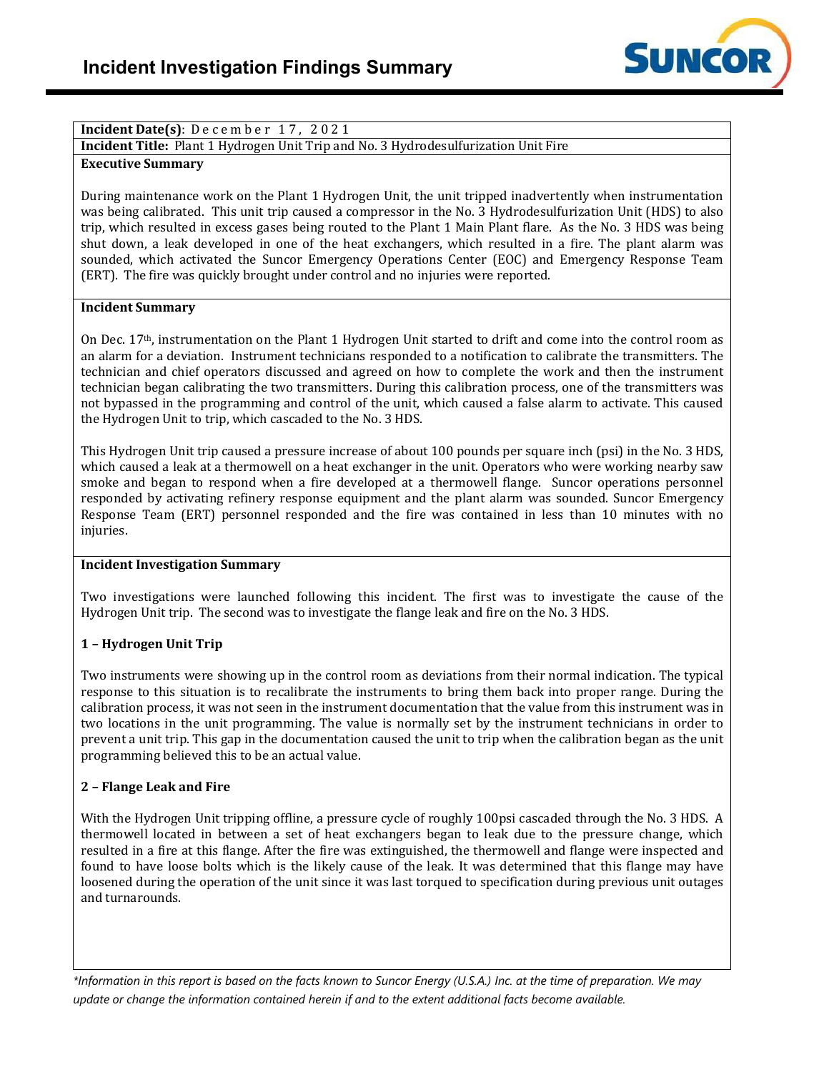# Incident Investigation Findings Summary

**Incident Date(s)**: December 17, 2021

**Incident Title:** Plant 1 Hydrogen Unit Trip and No. 3 Hydrodesulfurization Unit Fire

**Executive Summary**

During maintenance work on the Plant 1 Hydrogen Unit, the unit tripped inadvertently when instrumentation was being calibrated. This unit trip caused a compressor in the No. 3 Hydrodesulfurization Unit (HDS) to also trip, which resulted in excess gases being routed to the Plant 1 Main Plant flare. As the No. 3 HDS was being shut down, a leak developed in one of the heat exchangers, which resulted in a fire. The plant alarm was sounded, which activated the Suncor Emergency Operations Center (EOC) and Emergency Response Team (ERT). The fire was quickly brought under control and no injuries were reported.

**Incident Summary**

On Dec. 17th, instrumentation on the Plant 1 Hydrogen Unit started to drift and come into the control room as an alarm for a deviation. Instrument technicians responded to a notification to calibrate the transmitters. The technician and chief operators discussed and agreed on how to complete the work and then the instrument technician began calibrating the two transmitters. During this calibration process, one of the transmitters was not bypassed in the programming and control of the unit, which caused a false alarm to activate. This caused the Hydrogen Unit to trip, which cascaded to the No. 3 HDS.

This Hydrogen Unit trip caused a pressure increase of about 100 pounds per square inch (psi) in the No. 3 HDS, which caused a leak at a thermowell on a heat exchanger in the unit. Operators who were working nearby saw smoke and began to respond when a fire developed at a thermowell flange. Suncor operations personnel responded by activating refinery response equipment and the plant alarm was sounded. Suncor Emergency Response Team (ERT) personnel responded and the fire was contained in less than 10 minutes with no injuries.

**Incident Investigation Summary**

Two investigations were launched following this incident. The first was to investigate the cause of the Hydrogen Unit trip. The second was to investigate the flange leak and fire on the No. 3 HDS.

**1 – Hydrogen Unit Trip**

Two instruments were showing up in the control room as deviations from their normal indication. The typical response to this situation is to recalibrate the instruments to bring them back into proper range. During the calibration process, it was not seen in the instrument documentation that the value from this instrument was in two locations in the unit programming. The value is normally set by the instrument technicians in order to prevent a unit trip. This gap in the documentation caused the unit to trip when the calibration began as the unit programming believed this to be an actual value.

**2 – Flange Leak and Fire**

With the Hydrogen Unit tripping offline, a pressure cycle of roughly 100psi cascaded through the No. 3 HDS. A thermowell located in between a set of heat exchangers began to leak due to the pressure change, which resulted in a fire at this flange. After the fire was extinguished, the thermowell and flange were inspected and found to have loose bolts which is the likely cause of the leak. It was determined that this flange may have loosened during the operation of the unit since it was last torqued to specification during previous unit outages and turnarounds.

*\*Information in this report is based on the facts known to Suncor Energy (U.S.A.) Inc. at the time of preparation. We may update or change the information contained herein if and to the extent additional facts become available.*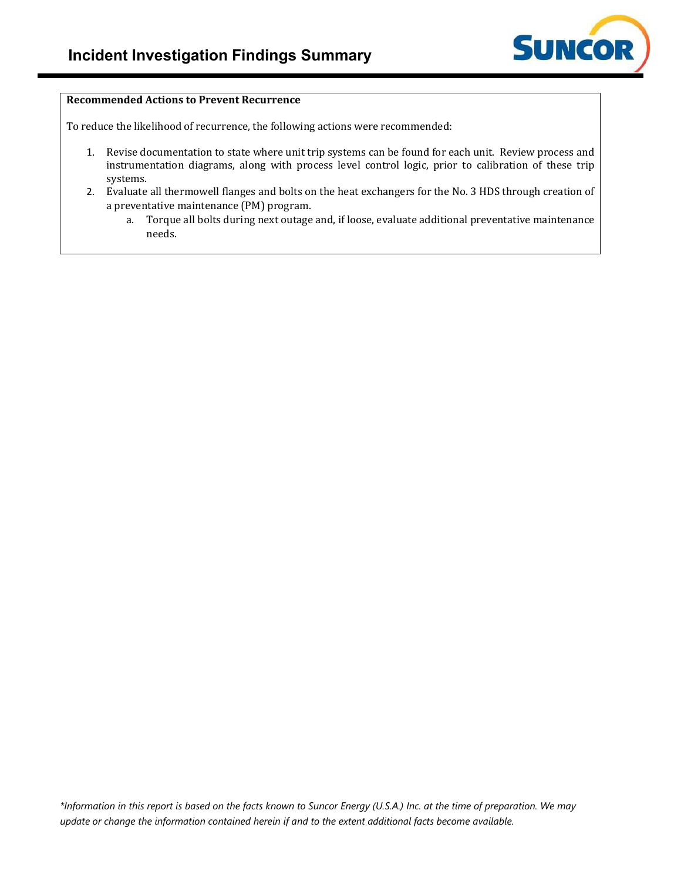**Recommended Actions to Prevent Recurrence**

To reduce the likelihood of recurrence, the following actions were recommended:

1. Revise documentation to state where unit trip systems can be found for each unit. Review process and instrumentation diagrams, along with process level control logic, prior to calibration of these trip systems.
2. Evaluate all thermowell flanges and bolts on the heat exchangers for the No. 3 HDS through creation of a preventative maintenance (PM) program.
    a. Torque all bolts during next outage and, if loose, evaluate additional preventative maintenance needs.

*\*Information in this report is based on the facts known to Suncor Energy (U.S.A.) Inc. at the time of preparation. We may update or change the information contained herein if and to the extent additional facts become available.*